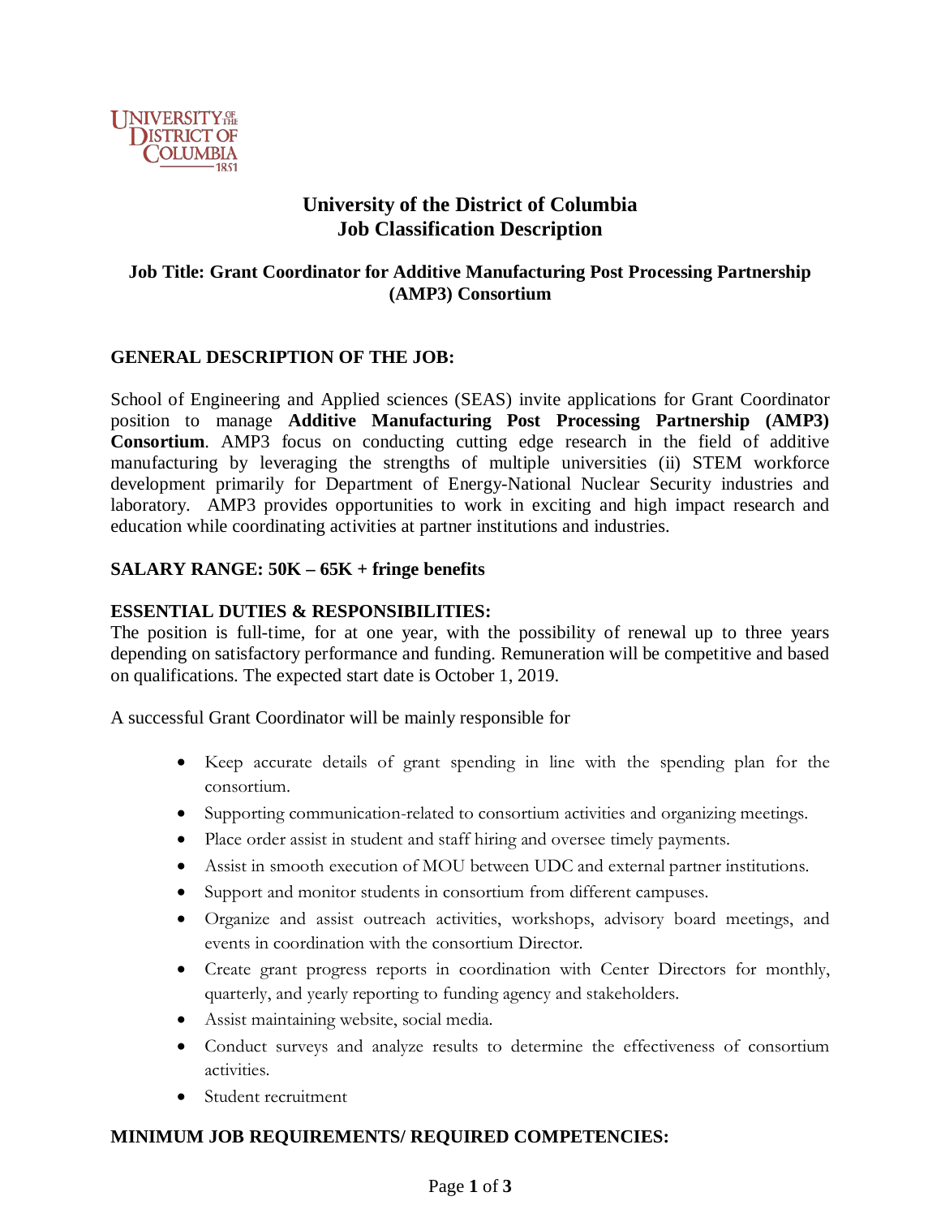# University of the District of Columbia
# Job Classification Description

### Job Title: Grant Coordinator for Additive Manufacturing Post Processing Partnership (AMP3) Consortium

## GENERAL DESCRIPTION OF THE JOB:

School of Engineering and Applied sciences (SEAS) invite applications for Grant Coordinator position to manage **Additive Manufacturing Post Processing Partnership (AMP3) Consortium**. AMP3 focus on conducting cutting edge research in the field of additive manufacturing by leveraging the strengths of multiple universities (ii) STEM workforce development primarily for Department of Energy-National Nuclear Security industries and laboratory. AMP3 provides opportunities to work in exciting and high impact research and education while coordinating activities at partner institutions and industries.

## SALARY RANGE: 50K – 65K + fringe benefits

## ESSENTIAL DUTIES & RESPONSIBILITIES:

The position is full-time, for at one year, with the possibility of renewal up to three years depending on satisfactory performance and funding. Remuneration will be competitive and based on qualifications. The expected start date is October 1, 2019.

A successful Grant Coordinator will be mainly responsible for

- Keep accurate details of grant spending in line with the spending plan for the consortium.
- Supporting communication-related to consortium activities and organizing meetings.
- Place order assist in student and staff hiring and oversee timely payments.
- Assist in smooth execution of MOU between UDC and external partner institutions.
- Support and monitor students in consortium from different campuses.
- Organize and assist outreach activities, workshops, advisory board meetings, and events in coordination with the consortium Director.
- Create grant progress reports in coordination with Center Directors for monthly, quarterly, and yearly reporting to funding agency and stakeholders.
- Assist maintaining website, social media.
- Conduct surveys and analyze results to determine the effectiveness of consortium activities.
- Student recruitment

## MINIMUM JOB REQUIREMENTS/ REQUIRED COMPETENCIES: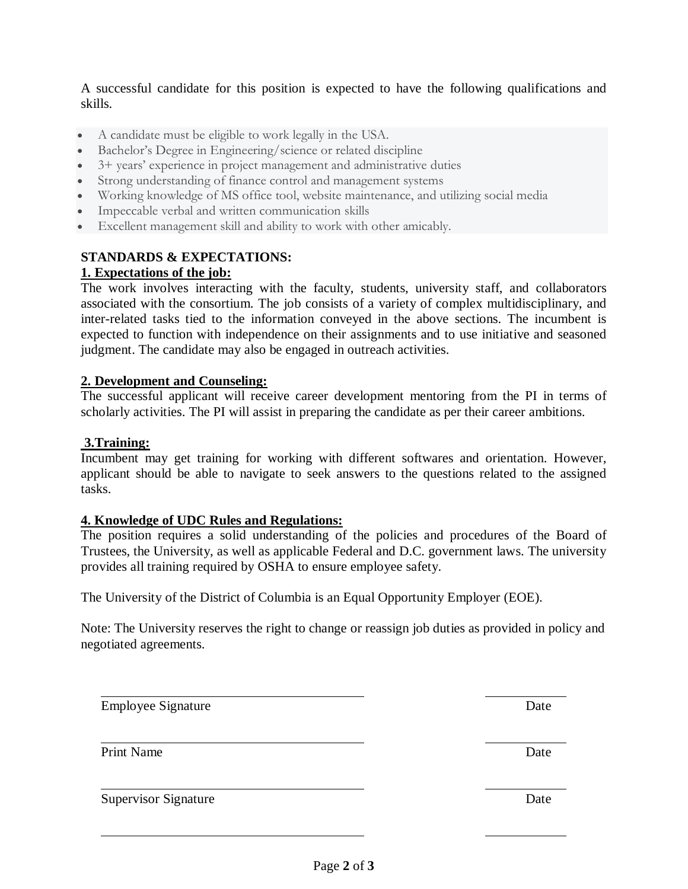A successful candidate for this position is expected to have the following qualifications and skills.

- A candidate must be eligible to work legally in the USA.
- Bachelor's Degree in Engineering/science or related discipline
- 3+ years' experience in project management and administrative duties
- Strong understanding of finance control and management systems
- Working knowledge of MS office tool, website maintenance, and utilizing social media
- Impeccable verbal and written communication skills
- Excellent management skill and ability to work with other amicably.

**STANDARDS & EXPECTATIONS:**

**1. Expectations of the job:**

The work involves interacting with the faculty, students, university staff, and collaborators associated with the consortium. The job consists of a variety of complex multidisciplinary, and inter-related tasks tied to the information conveyed in the above sections. The incumbent is expected to function with independence on their assignments and to use initiative and seasoned judgment. The candidate may also be engaged in outreach activities.

**2. Development and Counseling:**

The successful applicant will receive career development mentoring from the PI in terms of scholarly activities. The PI will assist in preparing the candidate as per their career ambitions.

**3.Training:**

Incumbent may get training for working with different softwares and orientation. However, applicant should be able to navigate to seek answers to the questions related to the assigned tasks.

**4. Knowledge of UDC Rules and Regulations:**

The position requires a solid understanding of the policies and procedures of the Board of Trustees, the University, as well as applicable Federal and D.C. government laws. The university provides all training required by OSHA to ensure employee safety.

The University of the District of Columbia is an Equal Opportunity Employer (EOE).

Note: The University reserves the right to change or reassign job duties as provided in policy and negotiated agreements.

\_\_\_\_\_\_\_\_\_\_\_\_\_\_\_\_\_\_\_\_\_\_\_\_\_\_\_\_\_\_\_\_ \_\_\_\_\_\_\_\_\_\_

Employee Signature Date

\_\_\_\_\_\_\_\_\_\_\_\_\_\_\_\_\_\_\_\_\_\_\_\_\_\_\_\_\_\_\_\_ \_\_\_\_\_\_\_\_\_\_

Print Name Date

\_\_\_\_\_\_\_\_\_\_\_\_\_\_\_\_\_\_\_\_\_\_\_\_\_\_\_\_\_\_\_\_ \_\_\_\_\_\_\_\_\_\_

Supervisor Signature Date

\_\_\_\_\_\_\_\_\_\_\_\_\_\_\_\_\_\_\_\_\_\_\_\_\_\_\_\_\_\_\_\_ \_\_\_\_\_\_\_\_\_\_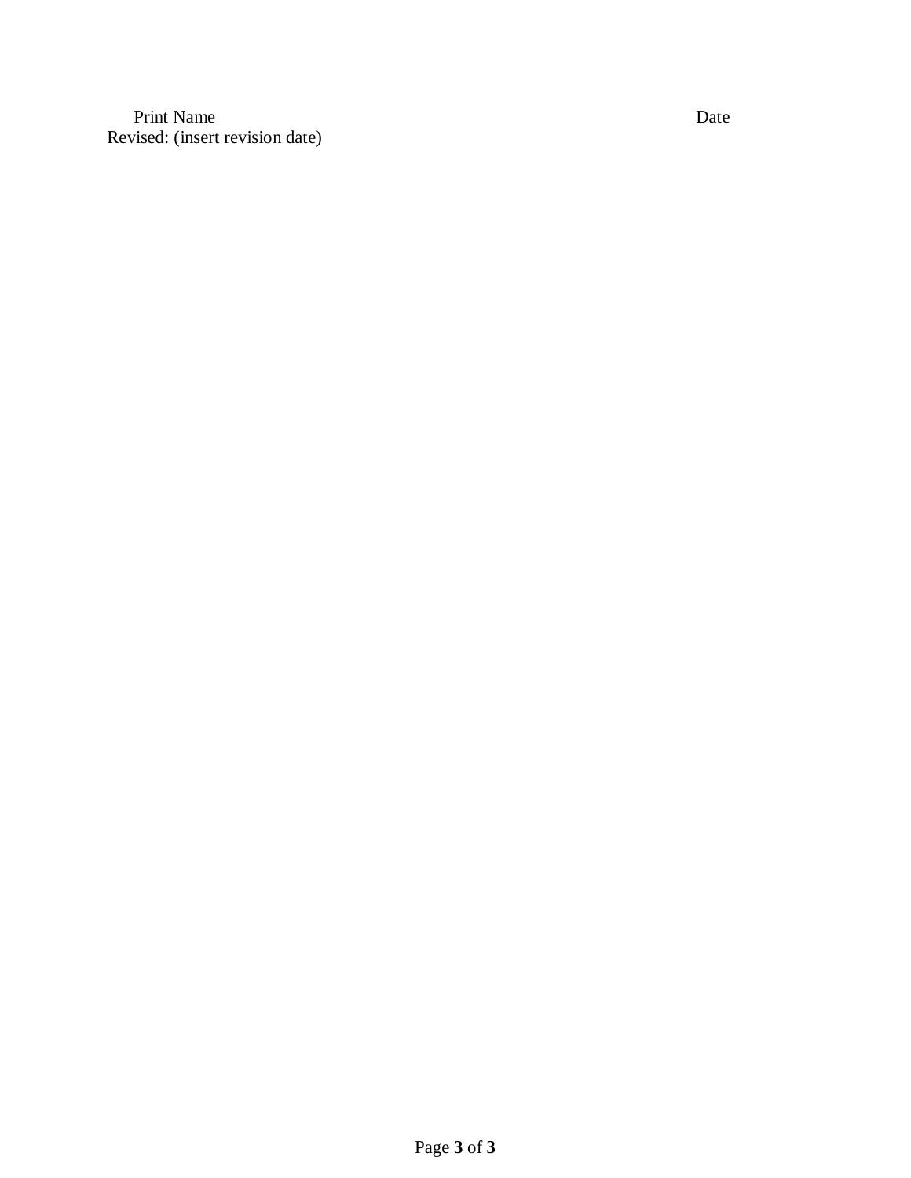Print Name Date

Revised: (insert revision date)